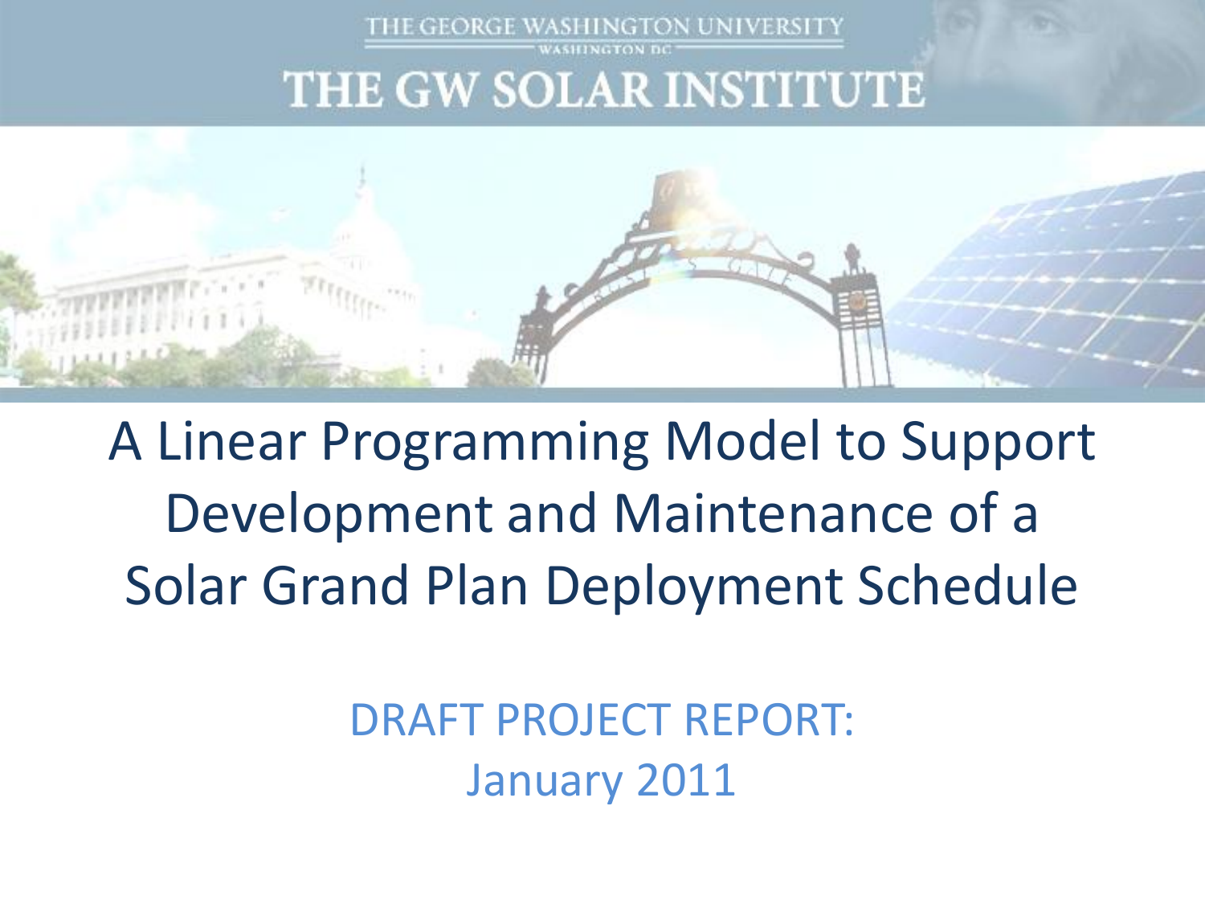THE GEORGE WASHINGTON UNIVERSITY

WASHINGTON DC

# THE GW SOLAR INSTITUTE

# A Linear Programming Model to Support Development and Maintenance of a Solar Grand Plan Deployment Schedule

DRAFT PROJECT REPORT:
January 2011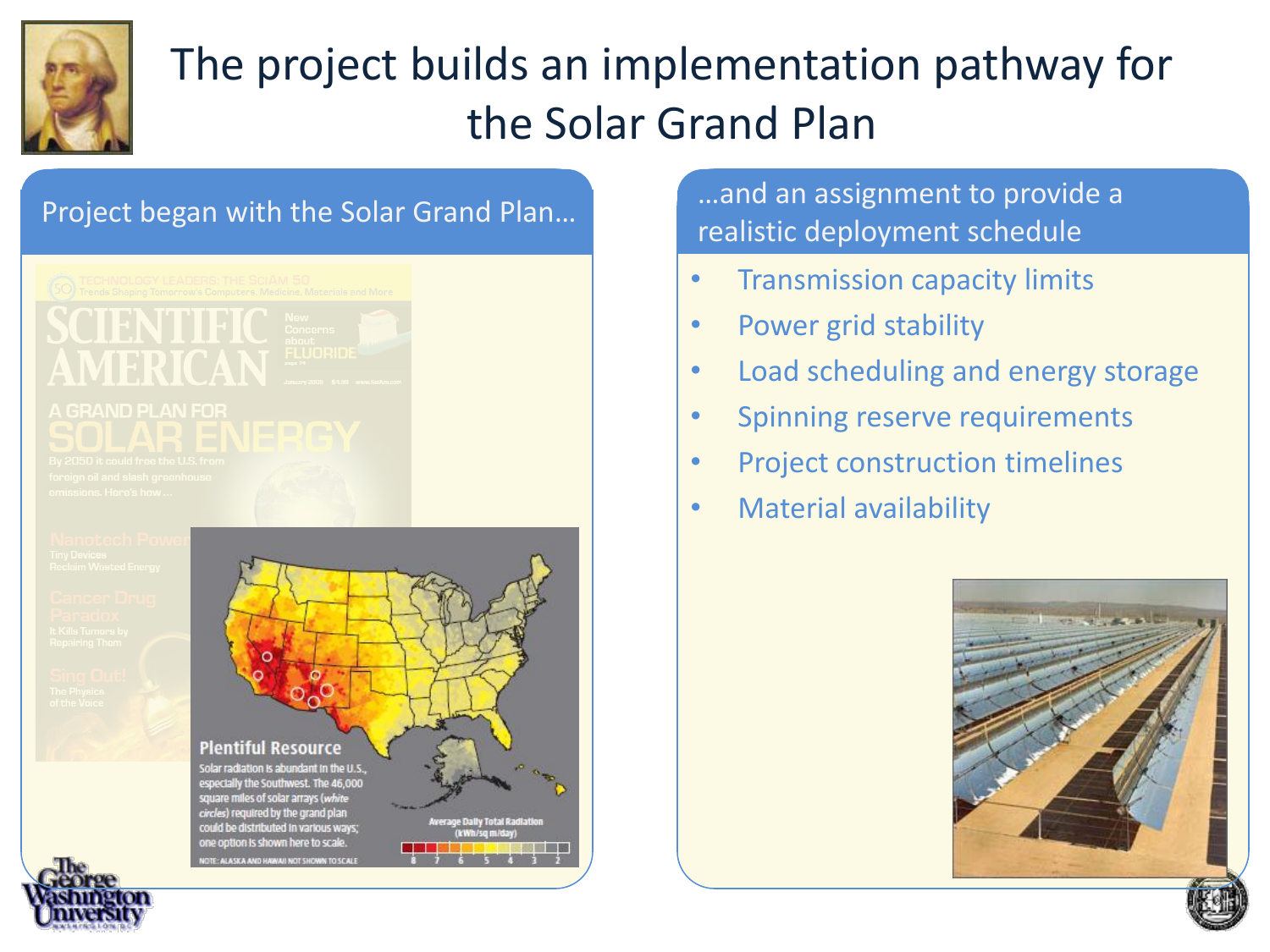# The project builds an implementation pathway for the Solar Grand Plan

## Project began with the Solar Grand Plan…

SCIENTIFIC AMERICAN

A GRAND PLAN FOR SOLAR ENERGY

By 2050 it could free the U.S. from foreign oil and slash greenhouse emissions. Here's how…

**Plentiful Resource**

Solar radiation is abundant in the U.S., especially the Southwest. The 46,000 square miles of solar arrays (*white circles*) required by the grand plan could be distributed in various ways; one option is shown here to scale.

NOTE: ALASKA AND HAWAII NOT SHOWN TO SCALE

Average Daily Total Radiation (kWh/sq m/day)

## …and an assignment to provide a realistic deployment schedule

- Transmission capacity limits
- Power grid stability
- Load scheduling and energy storage
- Spinning reserve requirements
- Project construction timelines
- Material availability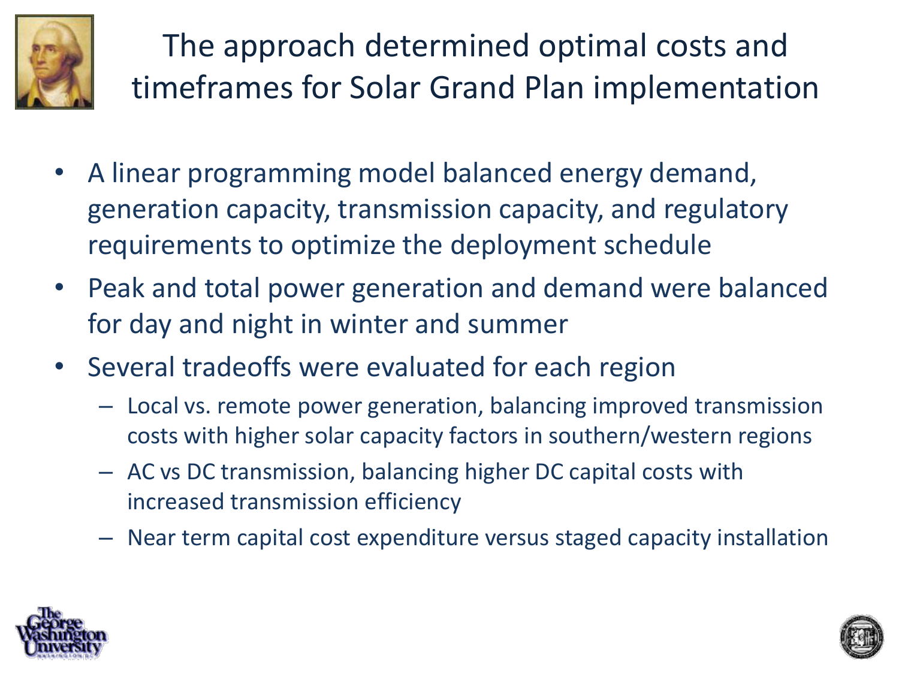# The approach determined optimal costs and timeframes for Solar Grand Plan implementation

- A linear programming model balanced energy demand, generation capacity, transmission capacity, and regulatory requirements to optimize the deployment schedule
- Peak and total power generation and demand were balanced for day and night in winter and summer
- Several tradeoffs were evaluated for each region
  - Local vs. remote power generation, balancing improved transmission costs with higher solar capacity factors in southern/western regions
  - AC vs DC transmission, balancing higher DC capital costs with increased transmission efficiency
  - Near term capital cost expenditure versus staged capacity installation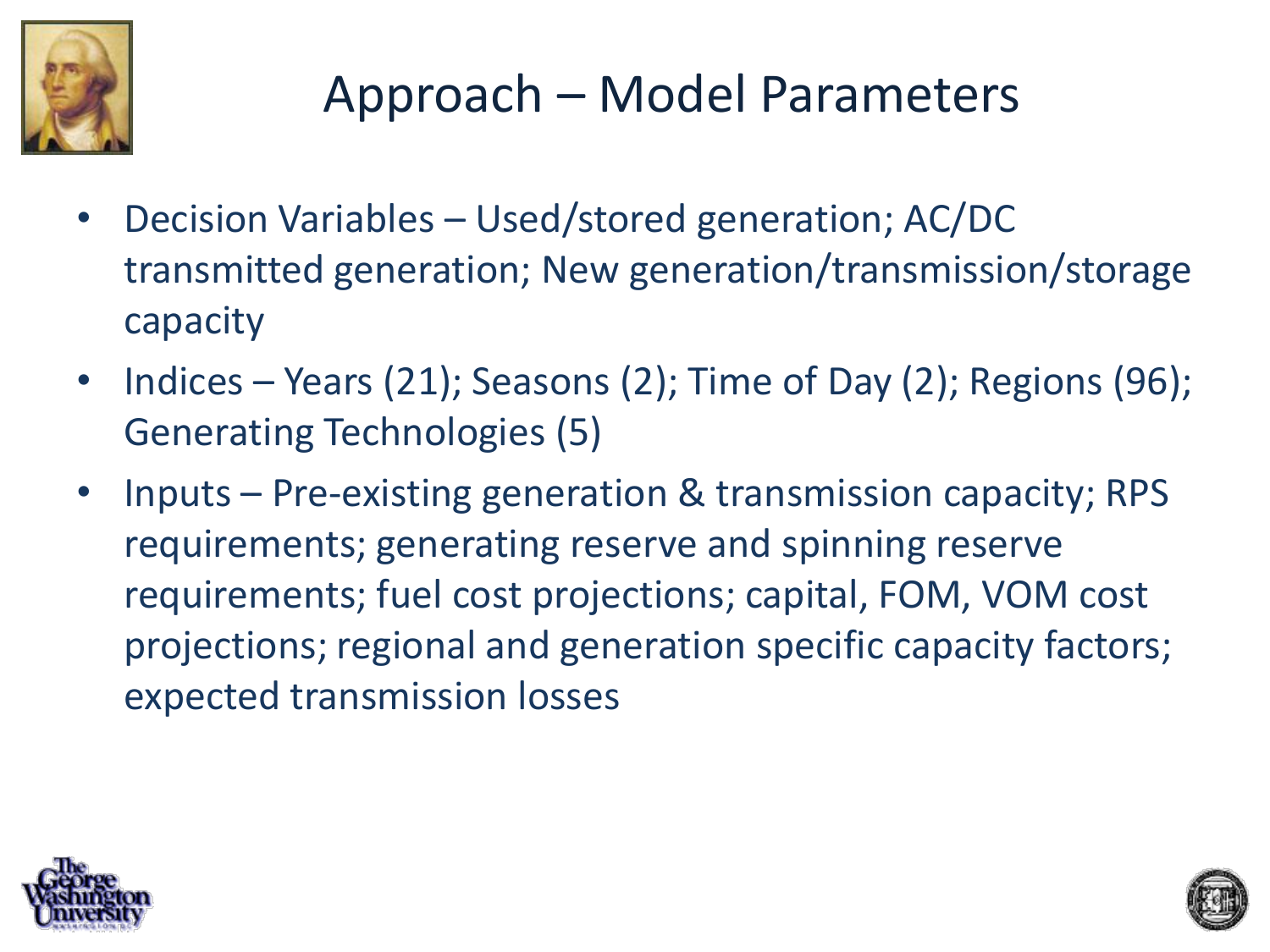# Approach – Model Parameters

- Decision Variables – Used/stored generation; AC/DC transmitted generation; New generation/transmission/storage capacity
- Indices – Years (21); Seasons (2); Time of Day (2); Regions (96); Generating Technologies (5)
- Inputs – Pre-existing generation & transmission capacity; RPS requirements; generating reserve and spinning reserve requirements; fuel cost projections; capital, FOM, VOM cost projections; regional and generation specific capacity factors; expected transmission losses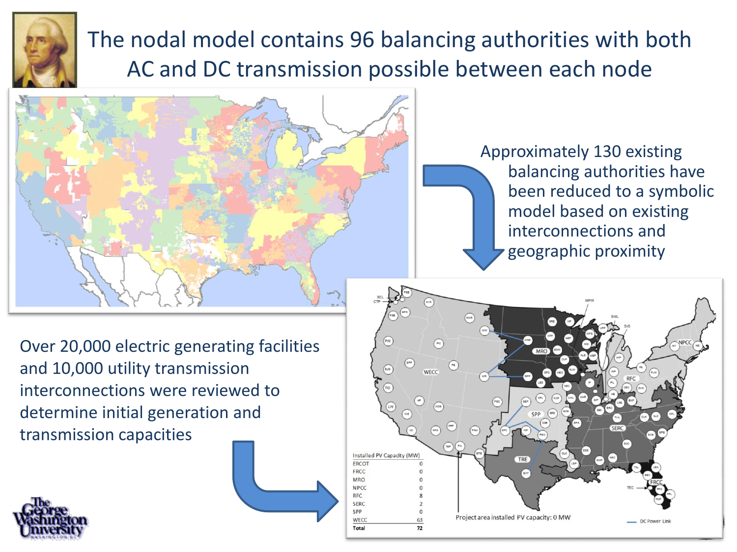# The nodal model contains 96 balancing authorities with both AC and DC transmission possible between each node

Approximately 130 existing balancing authorities have been reduced to a symbolic model based on existing interconnections and geographic proximity

Over 20,000 electric generating facilities and 10,000 utility transmission interconnections were reviewed to determine initial generation and transmission capacities

| Installed PV Capacity (MW) | |
|---|---|
| ERCOT | 0 |
| FRCC | 0 |
| MRO | 0 |
| NPCC | 0 |
| RFC | 8 |
| SERC | 2 |
| SPP | 0 |
| WECC | 63 |
| **Total** | **72** |

Project area installed PV capacity: 0 MW

DC Power Link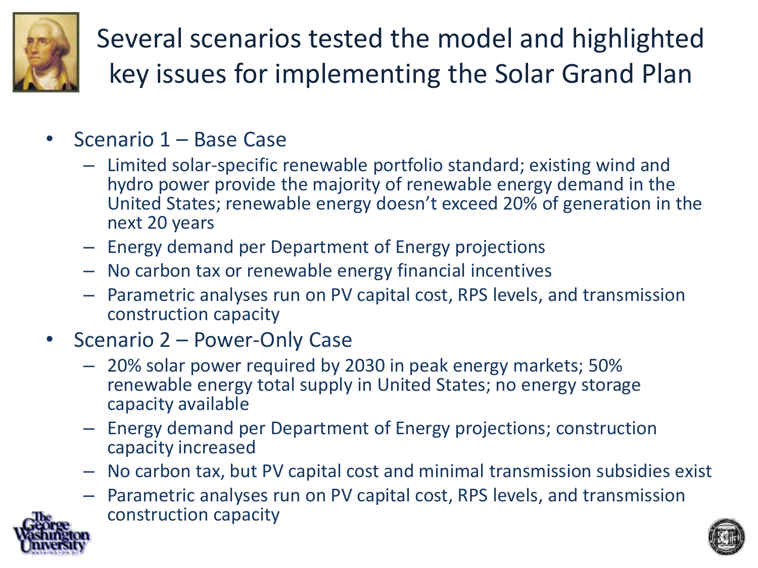# Several scenarios tested the model and highlighted key issues for implementing the Solar Grand Plan

- Scenario 1 – Base Case
  - Limited solar-specific renewable portfolio standard; existing wind and hydro power provide the majority of renewable energy demand in the United States; renewable energy doesn't exceed 20% of generation in the next 20 years
  - Energy demand per Department of Energy projections
  - No carbon tax or renewable energy financial incentives
  - Parametric analyses run on PV capital cost, RPS levels, and transmission construction capacity
- Scenario 2 – Power-Only Case
  - 20% solar power required by 2030 in peak energy markets; 50% renewable energy total supply in United States; no energy storage capacity available
  - Energy demand per Department of Energy projections; construction capacity increased
  - No carbon tax, but PV capital cost and minimal transmission subsidies exist
  - Parametric analyses run on PV capital cost, RPS levels, and transmission construction capacity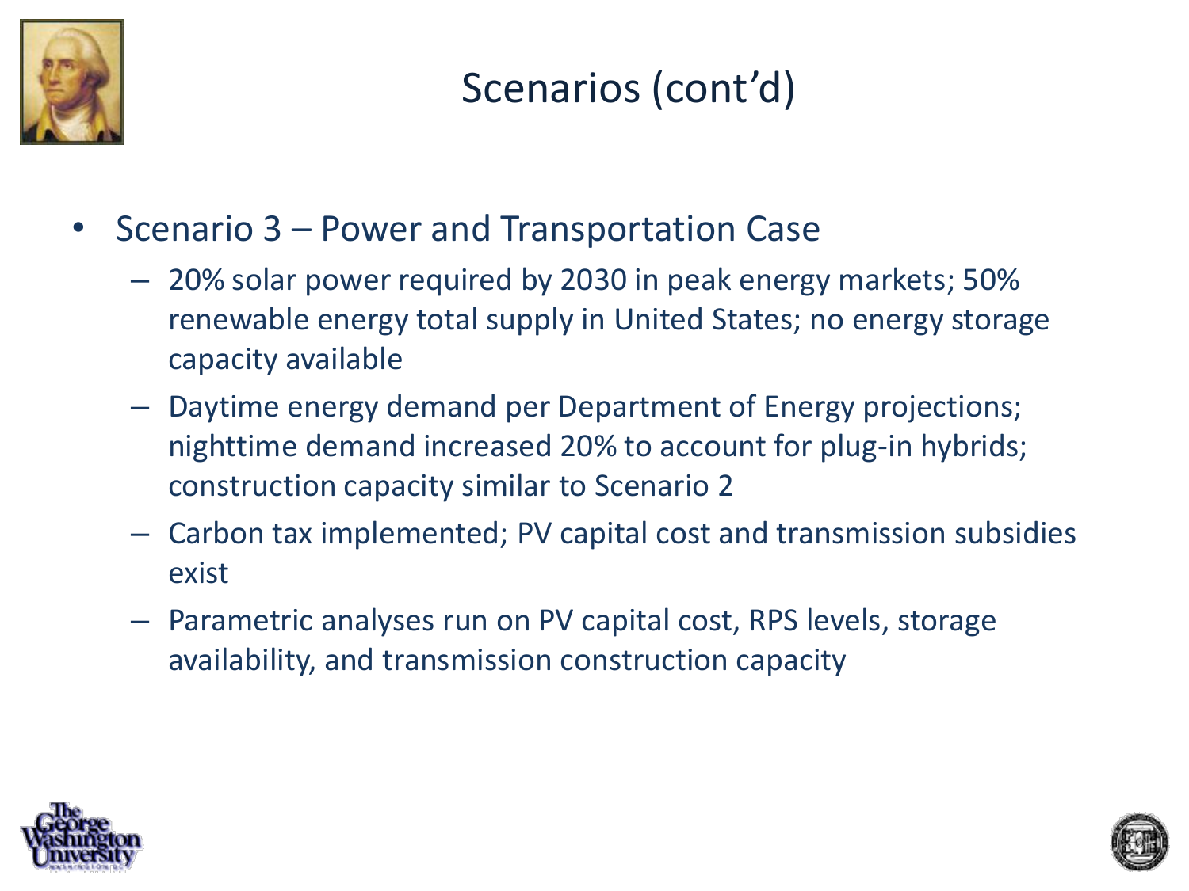# Scenarios (cont'd)

- Scenario 3 – Power and Transportation Case
  - 20% solar power required by 2030 in peak energy markets; 50% renewable energy total supply in United States; no energy storage capacity available
  - Daytime energy demand per Department of Energy projections; nighttime demand increased 20% to account for plug-in hybrids; construction capacity similar to Scenario 2
  - Carbon tax implemented; PV capital cost and transmission subsidies exist
  - Parametric analyses run on PV capital cost, RPS levels, storage availability, and transmission construction capacity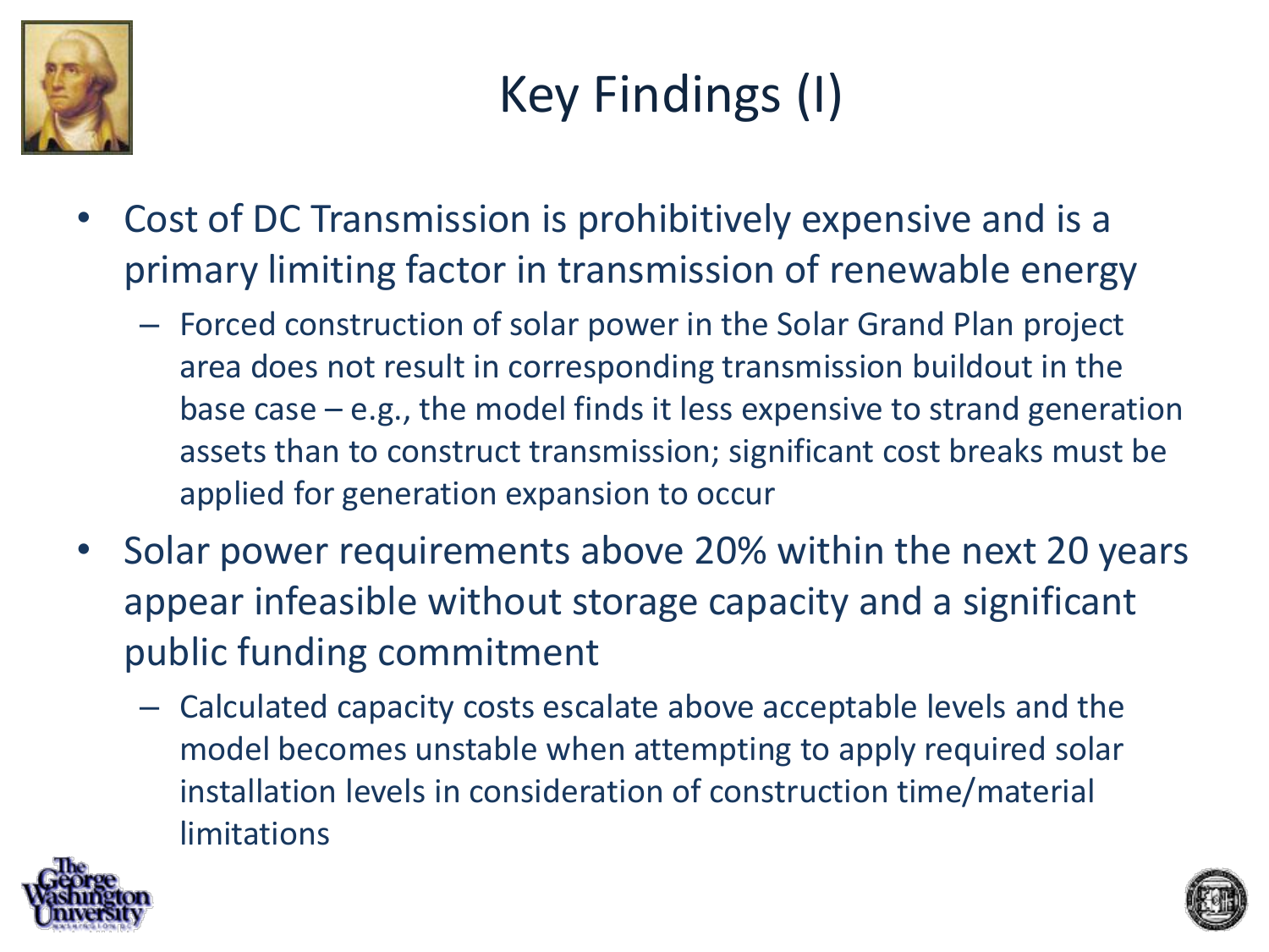# Key Findings (I)

- Cost of DC Transmission is prohibitively expensive and is a primary limiting factor in transmission of renewable energy
  - Forced construction of solar power in the Solar Grand Plan project area does not result in corresponding transmission buildout in the base case – e.g., the model finds it less expensive to strand generation assets than to construct transmission; significant cost breaks must be applied for generation expansion to occur
- Solar power requirements above 20% within the next 20 years appear infeasible without storage capacity and a significant public funding commitment
  - Calculated capacity costs escalate above acceptable levels and the model becomes unstable when attempting to apply required solar installation levels in consideration of construction time/material limitations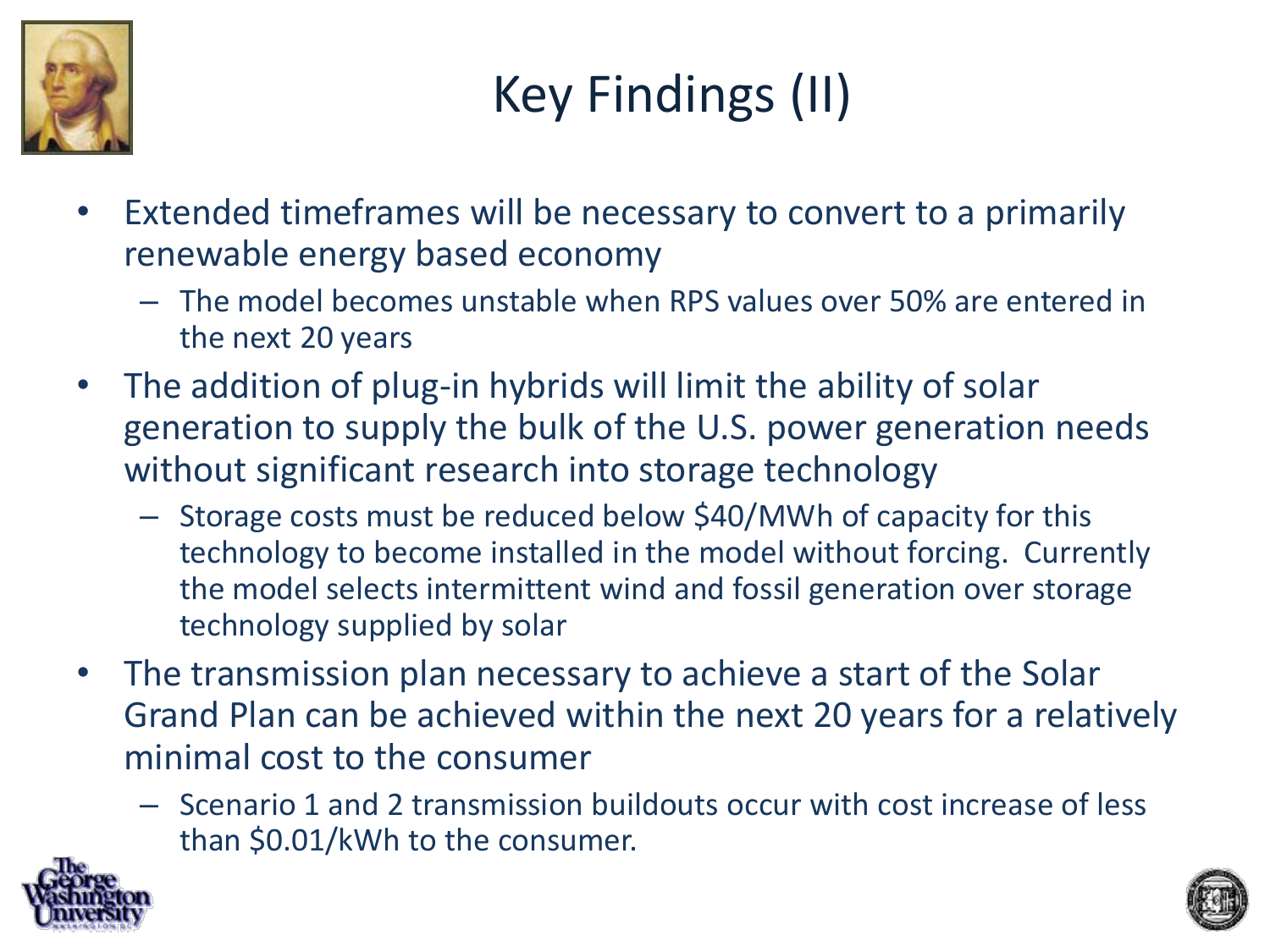# Key Findings (II)

- Extended timeframes will be necessary to convert to a primarily renewable energy based economy
  - The model becomes unstable when RPS values over 50% are entered in the next 20 years
- The addition of plug-in hybrids will limit the ability of solar generation to supply the bulk of the U.S. power generation needs without significant research into storage technology
  - Storage costs must be reduced below $40/MWh of capacity for this technology to become installed in the model without forcing. Currently the model selects intermittent wind and fossil generation over storage technology supplied by solar
- The transmission plan necessary to achieve a start of the Solar Grand Plan can be achieved within the next 20 years for a relatively minimal cost to the consumer
  - Scenario 1 and 2 transmission buildouts occur with cost increase of less than $0.01/kWh to the consumer.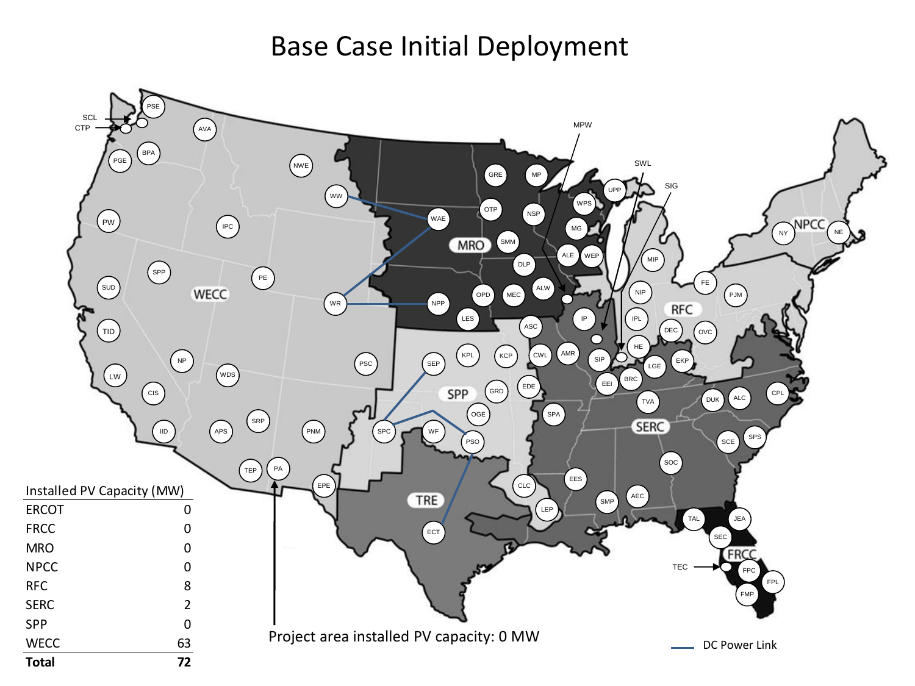# Base Case Initial Deployment

| Installed PV Capacity (MW) | |
|---|---|
| ERCOT | 0 |
| FRCC | 0 |
| MRO | 0 |
| NPCC | 0 |
| RFC | 8 |
| SERC | 2 |
| SPP | 0 |
| WECC | 63 |
| **Total** | **72** |

Project area installed PV capacity: 0 MW

DC Power Link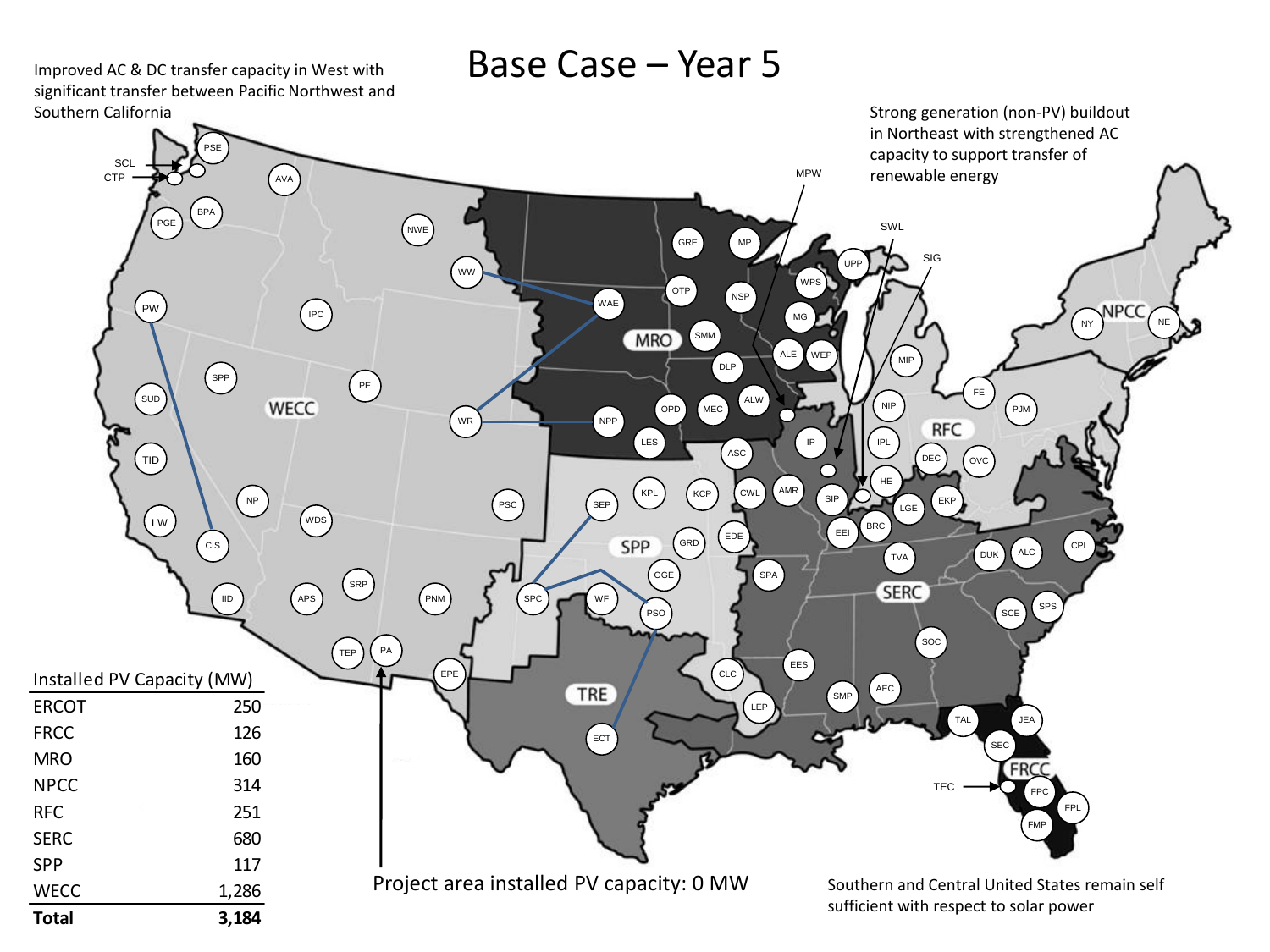# Base Case – Year 5

Improved AC & DC transfer capacity in West with significant transfer between Pacific Northwest and Southern California

Strong generation (non-PV) buildout in Northeast with strengthened AC capacity to support transfer of renewable energy

| Installed PV Capacity (MW) | |
|---|---|
| ERCOT | 250 |
| FRCC | 126 |
| MRO | 160 |
| NPCC | 314 |
| RFC | 251 |
| SERC | 680 |
| SPP | 117 |
| WECC | 1,286 |
| **Total** | **3,184** |

Project area installed PV capacity: 0 MW

Southern and Central United States remain self sufficient with respect to solar power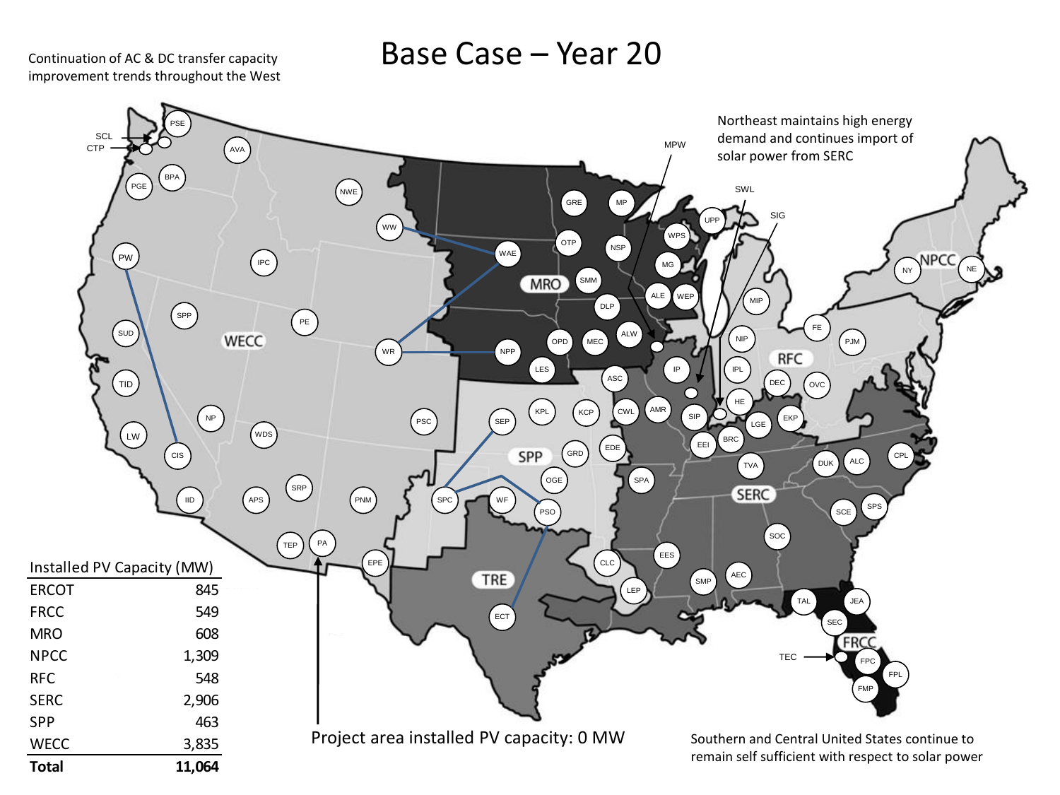# Base Case – Year 20

Continuation of AC & DC transfer capacity improvement trends throughout the West

Northeast maintains high energy demand and continues import of solar power from SERC

Southern and Central United States continue to remain self sufficient with respect to solar power

Project area installed PV capacity: 0 MW

| Installed PV Capacity (MW) | |
|---|---|
| ERCOT | 845 |
| FRCC | 549 |
| MRO | 608 |
| NPCC | 1,309 |
| RFC | 548 |
| SERC | 2,906 |
| SPP | 463 |
| WECC | 3,835 |
| **Total** | **11,064** |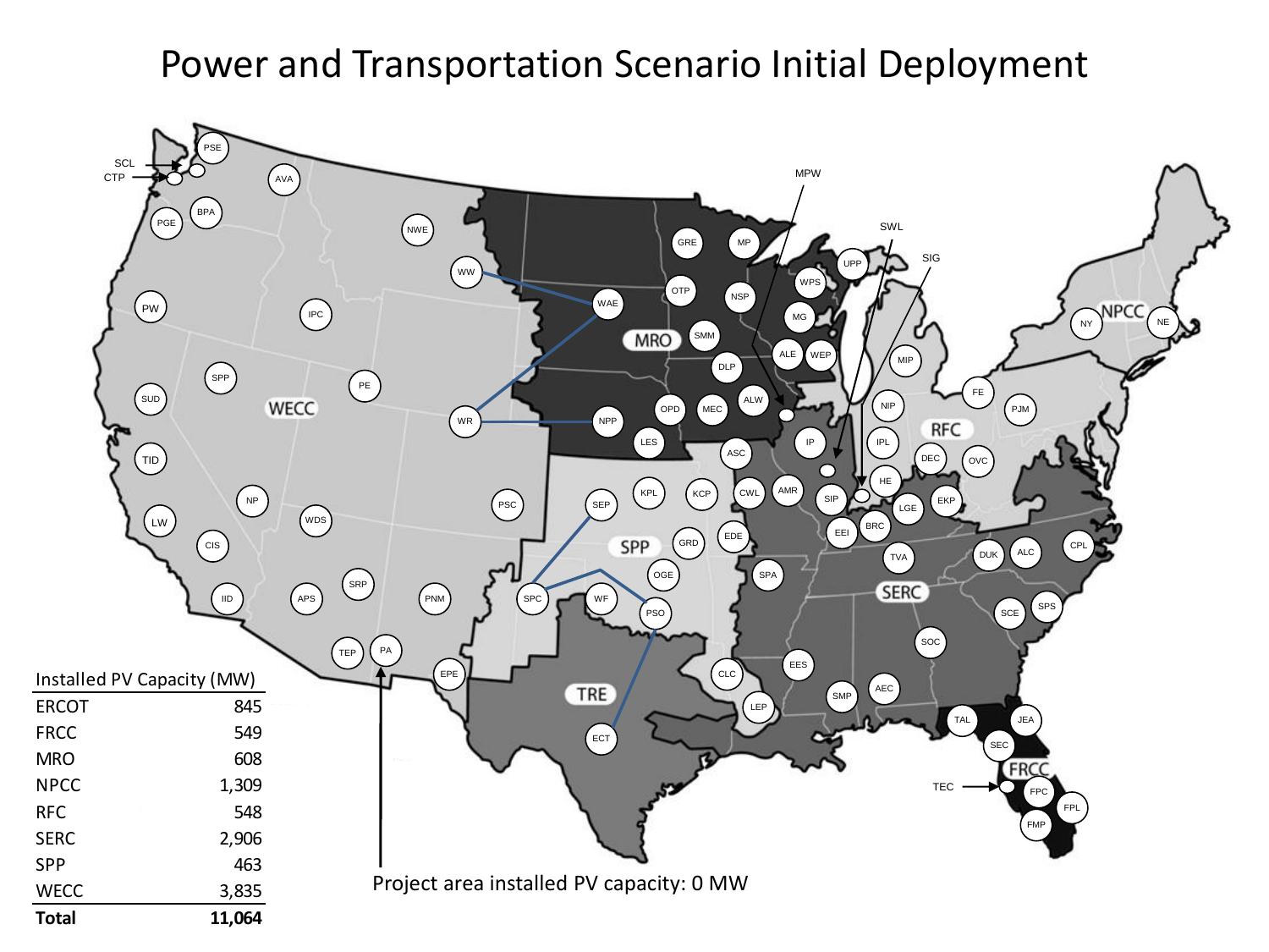# Power and Transportation Scenario Initial Deployment

| Installed PV Capacity (MW) | |
|---|---|
| ERCOT | 845 |
| FRCC | 549 |
| MRO | 608 |
| NPCC | 1,309 |
| RFC | 548 |
| SERC | 2,906 |
| SPP | 463 |
| WECC | 3,835 |
| **Total** | **11,064** |

Project area installed PV capacity: 0 MW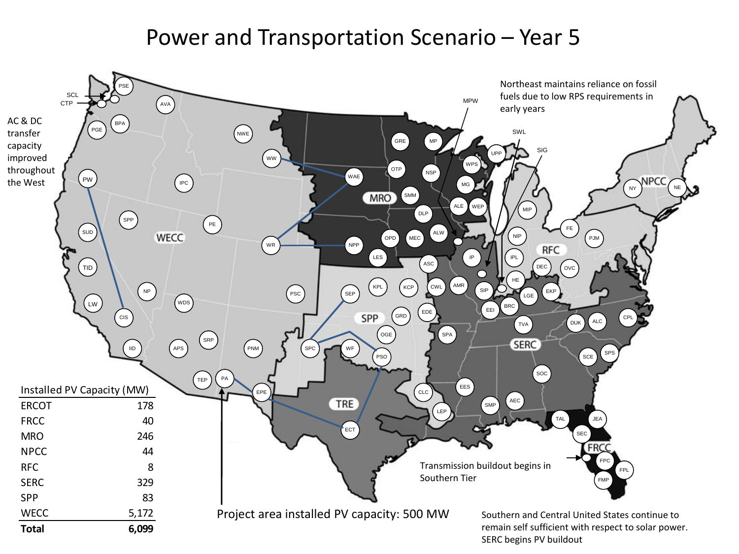# Power and Transportation Scenario – Year 5

AC & DC transfer capacity improved throughout the West

Northeast maintains reliance on fossil fuels due to low RPS requirements in early years

Transmission buildout begins in Southern Tier

Project area installed PV capacity: 500 MW

Southern and Central United States continue to remain self sufficient with respect to solar power. SERC begins PV buildout

| Installed PV Capacity (MW) | |
|---|---|
| ERCOT | 178 |
| FRCC | 40 |
| MRO | 246 |
| NPCC | 44 |
| RFC | 8 |
| SERC | 329 |
| SPP | 83 |
| WECC | 5,172 |
| **Total** | **6,099** |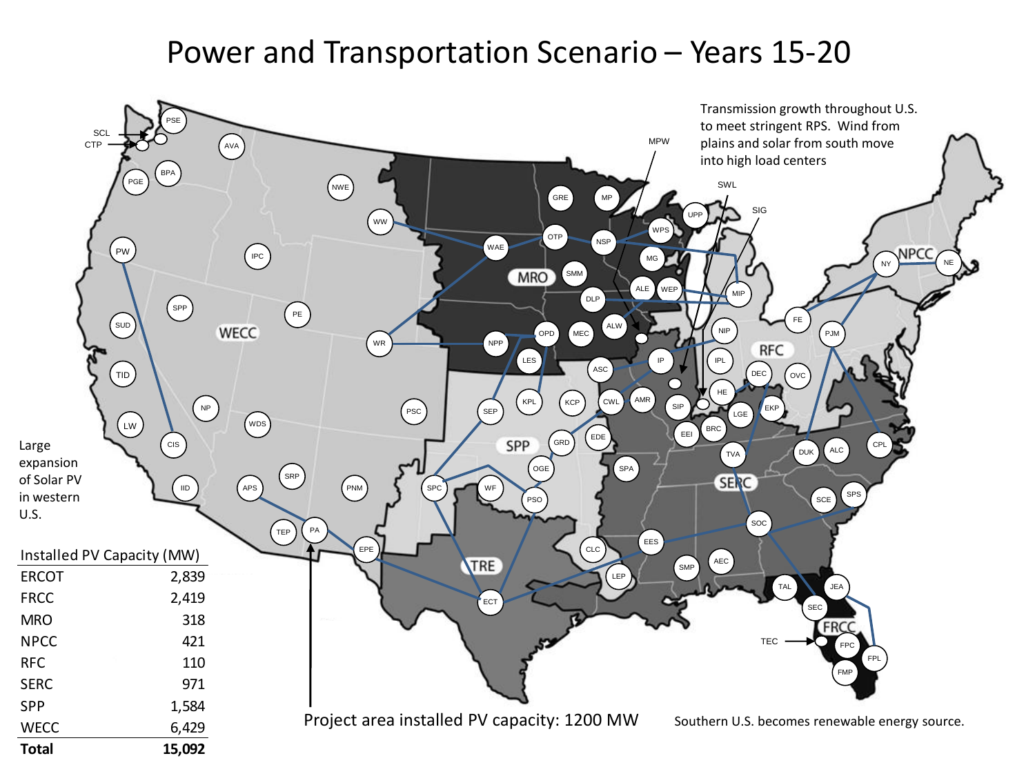# Power and Transportation Scenario – Years 15-20

Transmission growth throughout U.S. to meet stringent RPS. Wind from plains and solar from south move into high load centers

Large expansion of Solar PV in western U.S.

| Installed PV Capacity (MW) | |
|---|---|
| ERCOT | 2,839 |
| FRCC | 2,419 |
| MRO | 318 |
| NPCC | 421 |
| RFC | 110 |
| SERC | 971 |
| SPP | 1,584 |
| WECC | 6,429 |
| **Total** | **15,092** |

Project area installed PV capacity: 1200 MW

Southern U.S. becomes renewable energy source.

WECC
MRO
SPP
TRE
RFC
SERC
NPCC
FRCC

PSE
SCL
CTP
AVA
BPA
PGE
NWE
WW
WAE
OTP
NSP
GRE
MP
UPP
WPS
MG
SMM
ALE
WEP
MIP
DLP
PW
IPC
SPP
PE
SUD
WR
NPP
OPD
MEC
ALW
NIP
IP
IPL
FE
PJM
NY
NE
MPW
SWL
SIG
LES
ASC
DEC
OVC
TID
KPL
KCP
CWL
AMR
SIP
HE
LGE
EKP
NP
PSC
SEP
EEI
BRC
LW
WDS
GRD
EDE
TVA
DUK
ALC
CPL
CIS
OGE
SPA
IID
APS
SRP
PNM
SPC
WF
PSO
SCE
SPS
TEP
PA
EPE
SOC
CLC
EES
LEP
SMP
AEC
ECT
TAL
JEA
SEC
TEC
FPC
FPL
FMP